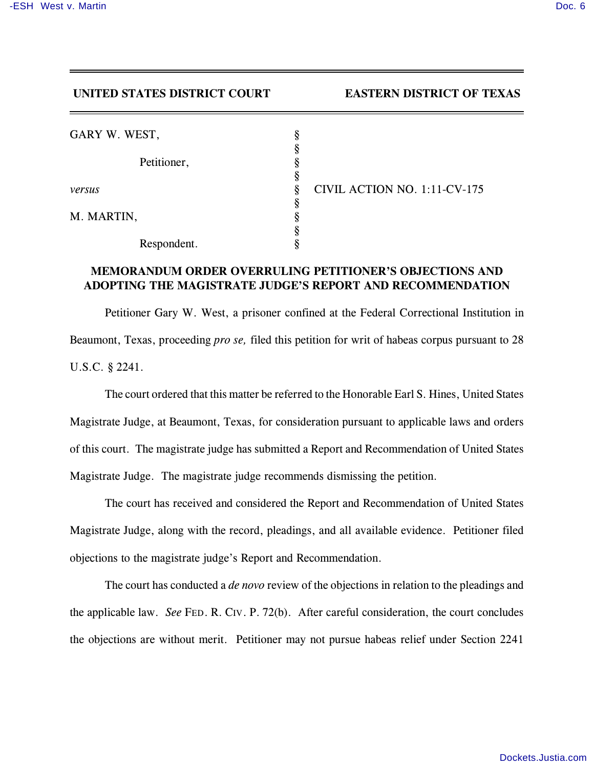**UNITED STATES DISTRICT COURT EASTERN DISTRICT OF TEXAS**

| | | |
|---|---|---|
| GARY W. WEST, | § | |
| | § | |
| Petitioner, | § | |
| | § | |
| *versus* | § | CIVIL ACTION NO. 1:11-CV-175 |
| | § | |
| M. MARTIN, | § | |
| | § | |
| Respondent. | § | |

**MEMORANDUM ORDER OVERRULING PETITIONER'S OBJECTIONS AND ADOPTING THE MAGISTRATE JUDGE'S REPORT AND RECOMMENDATION**

Petitioner Gary W. West, a prisoner confined at the Federal Correctional Institution in Beaumont, Texas, proceeding *pro se,* filed this petition for writ of habeas corpus pursuant to 28 U.S.C. § 2241.

The court ordered that this matter be referred to the Honorable Earl S. Hines, United States Magistrate Judge, at Beaumont, Texas, for consideration pursuant to applicable laws and orders of this court. The magistrate judge has submitted a Report and Recommendation of United States Magistrate Judge. The magistrate judge recommends dismissing the petition.

The court has received and considered the Report and Recommendation of United States Magistrate Judge, along with the record, pleadings, and all available evidence. Petitioner filed objections to the magistrate judge's Report and Recommendation.

The court has conducted a *de novo* review of the objections in relation to the pleadings and the applicable law. *See* FED. R. CIV. P. 72(b). After careful consideration, the court concludes the objections are without merit. Petitioner may not pursue habeas relief under Section 2241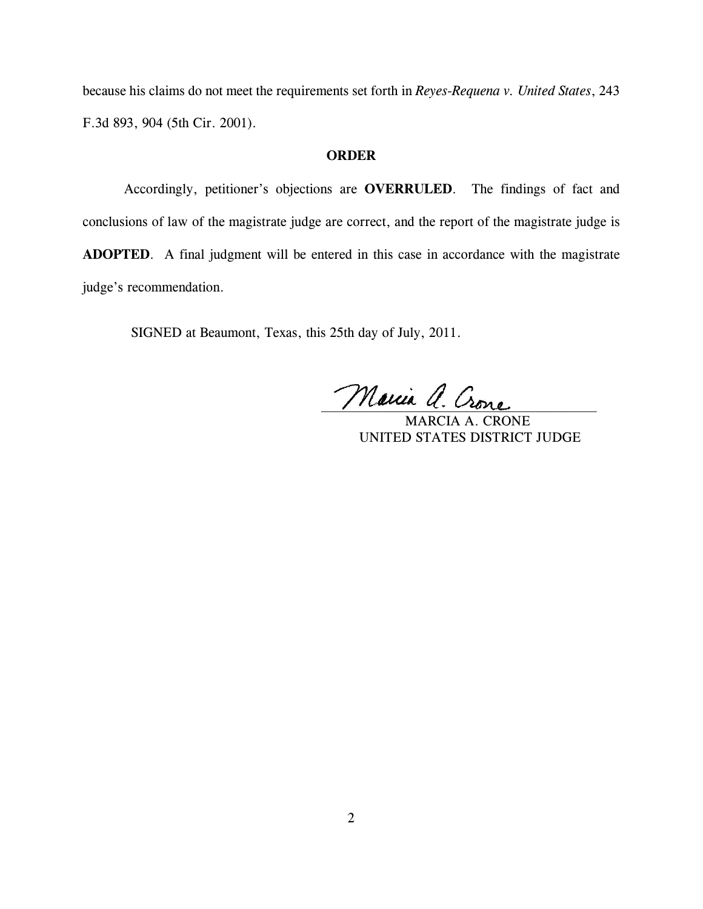because his claims do not meet the requirements set forth in *Reyes-Requena v. United States*, 243 F.3d 893, 904 (5th Cir. 2001).

**ORDER**

Accordingly, petitioner's objections are **OVERRULED**. The findings of fact and conclusions of law of the magistrate judge are correct, and the report of the magistrate judge is **ADOPTED**. A final judgment will be entered in this case in accordance with the magistrate judge's recommendation.

SIGNED at Beaumont, Texas, this 25th day of July, 2011.

Marcia A. Crone

MARCIA A. CRONE
UNITED STATES DISTRICT JUDGE